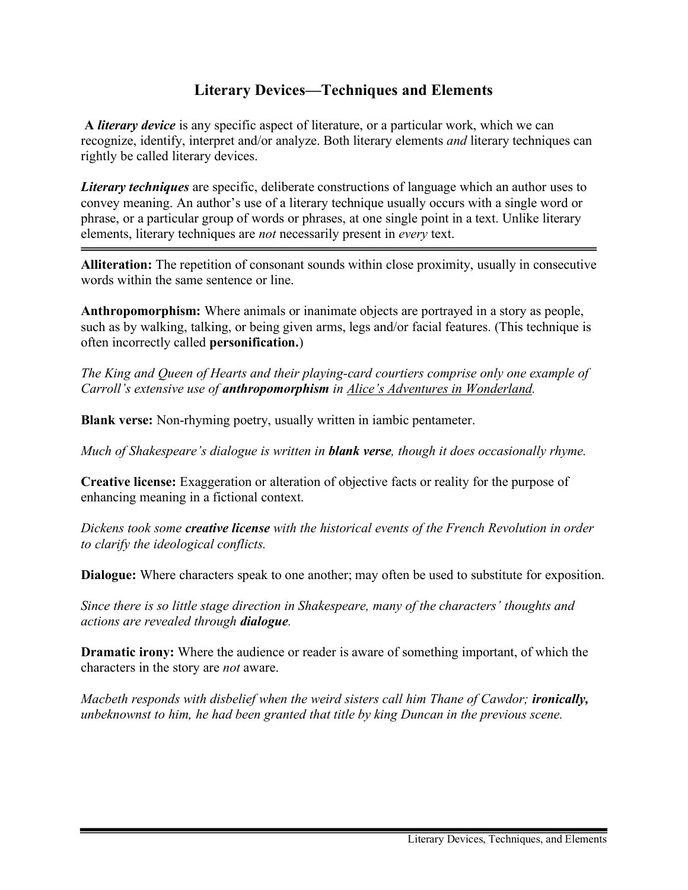# Literary Devices—Techniques and Elements

**A *literary device*** is any specific aspect of literature, or a particular work, which we can recognize, identify, interpret and/or analyze. Both literary elements *and* literary techniques can rightly be called literary devices.

***Literary techniques*** are specific, deliberate constructions of language which an author uses to convey meaning. An author's use of a literary technique usually occurs with a single word or phrase, or a particular group of words or phrases, at one single point in a text. Unlike literary elements, literary techniques are *not* necessarily present in *every* text.

---

**Alliteration:** The repetition of consonant sounds within close proximity, usually in consecutive words within the same sentence or line.

**Anthropomorphism:** Where animals or inanimate objects are portrayed in a story as people, such as by walking, talking, or being given arms, legs and/or facial features. (This technique is often incorrectly called **personification.**)

*The King and Queen of Hearts and their playing-card courtiers comprise only one example of Carroll's extensive use of **anthropomorphism** in <u>Alice's Adventures in Wonderland</u>.*

**Blank verse:** Non-rhyming poetry, usually written in iambic pentameter.

*Much of Shakespeare's dialogue is written in **blank verse**, though it does occasionally rhyme.*

**Creative license:** Exaggeration or alteration of objective facts or reality for the purpose of enhancing meaning in a fictional context.

*Dickens took some **creative license** with the historical events of the French Revolution in order to clarify the ideological conflicts.*

**Dialogue:** Where characters speak to one another; may often be used to substitute for exposition.

*Since there is so little stage direction in Shakespeare, many of the characters' thoughts and actions are revealed through **dialogue**.*

**Dramatic irony:** Where the audience or reader is aware of something important, of which the characters in the story are *not* aware.

*Macbeth responds with disbelief when the weird sisters call him Thane of Cawdor; **ironically,** unbeknownst to him, he had been granted that title by king Duncan in the previous scene.*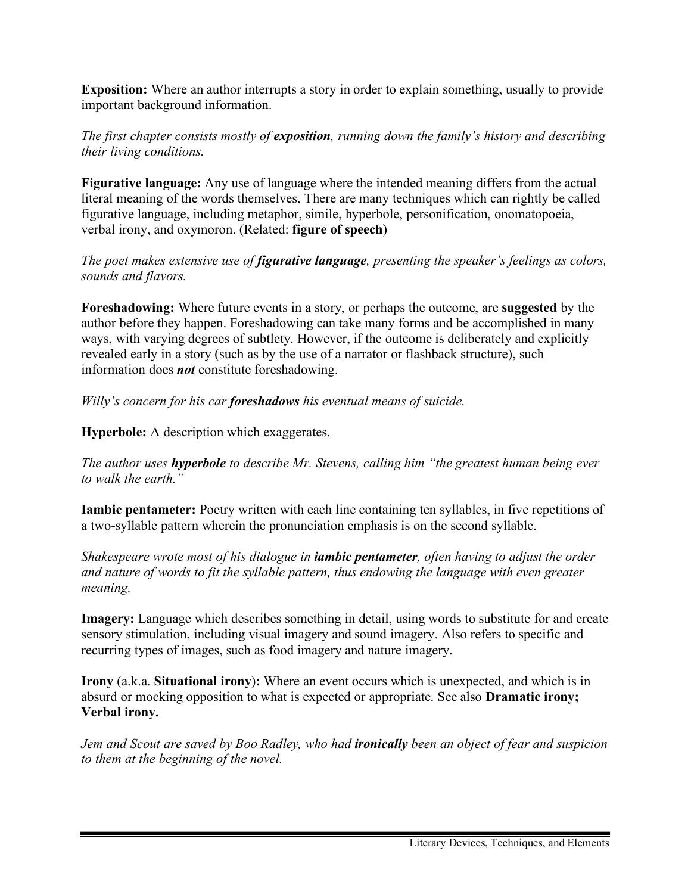**Exposition:** Where an author interrupts a story in order to explain something, usually to provide important background information.

*The first chapter consists mostly of **exposition**, running down the family's history and describing their living conditions.*

**Figurative language:** Any use of language where the intended meaning differs from the actual literal meaning of the words themselves. There are many techniques which can rightly be called figurative language, including metaphor, simile, hyperbole, personification, onomatopoeia, verbal irony, and oxymoron. (Related: **figure of speech**)

*The poet makes extensive use of **figurative language**, presenting the speaker's feelings as colors, sounds and flavors.*

**Foreshadowing:** Where future events in a story, or perhaps the outcome, are **suggested** by the author before they happen. Foreshadowing can take many forms and be accomplished in many ways, with varying degrees of subtlety. However, if the outcome is deliberately and explicitly revealed early in a story (such as by the use of a narrator or flashback structure), such information does ***not*** constitute foreshadowing.

*Willy's concern for his car **foreshadows** his eventual means of suicide.*

**Hyperbole:** A description which exaggerates.

*The author uses **hyperbole** to describe Mr. Stevens, calling him "the greatest human being ever to walk the earth."*

**Iambic pentameter:** Poetry written with each line containing ten syllables, in five repetitions of a two-syllable pattern wherein the pronunciation emphasis is on the second syllable.

*Shakespeare wrote most of his dialogue in **iambic pentameter**, often having to adjust the order and nature of words to fit the syllable pattern, thus endowing the language with even greater meaning.*

**Imagery:** Language which describes something in detail, using words to substitute for and create sensory stimulation, including visual imagery and sound imagery. Also refers to specific and recurring types of images, such as food imagery and nature imagery.

**Irony** (a.k.a. **Situational irony**)**:** Where an event occurs which is unexpected, and which is in absurd or mocking opposition to what is expected or appropriate. See also **Dramatic irony; Verbal irony.**

*Jem and Scout are saved by Boo Radley, who had **ironically** been an object of fear and suspicion to them at the beginning of the novel.*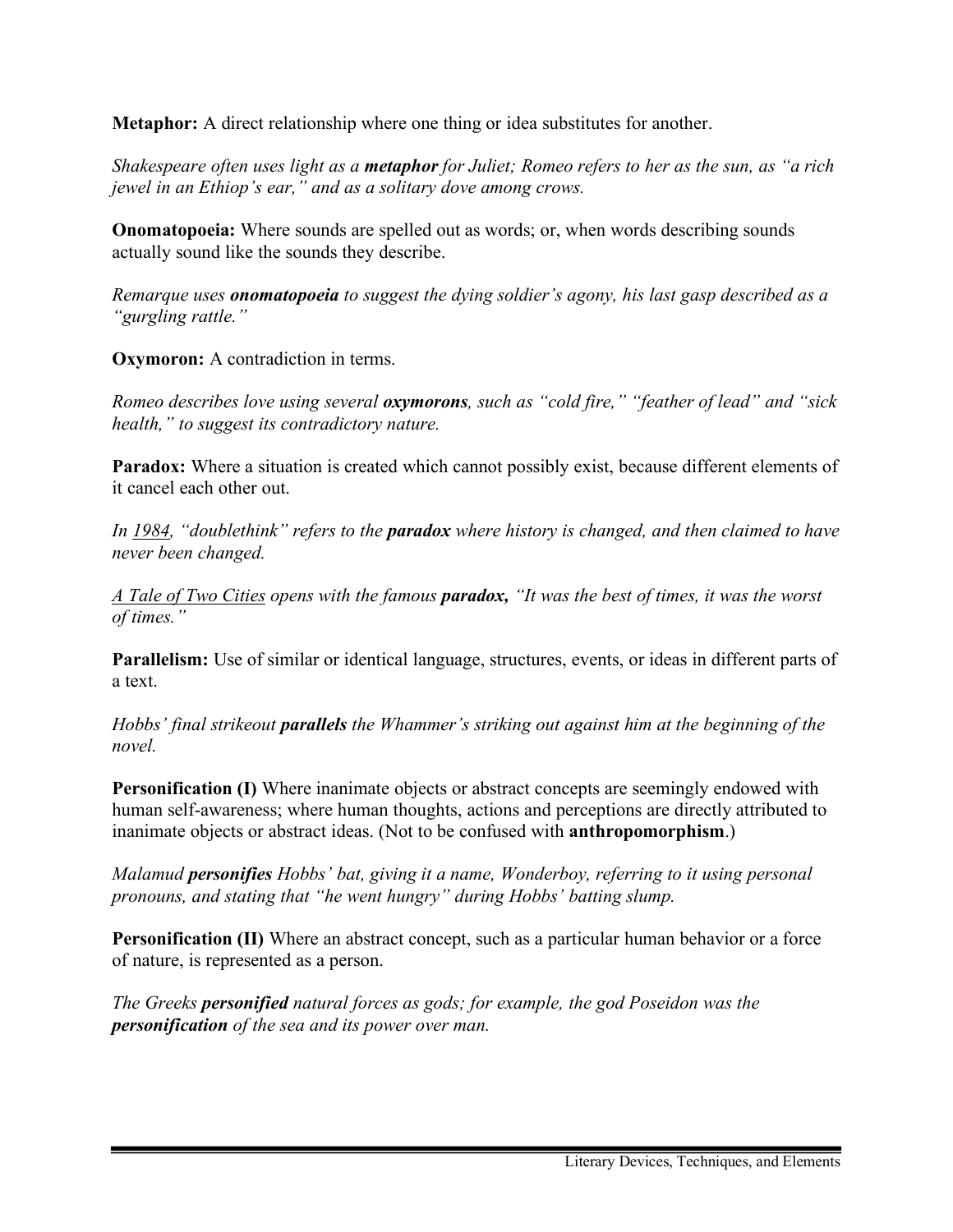**Metaphor:** A direct relationship where one thing or idea substitutes for another.

*Shakespeare often uses light as a **metaphor** for Juliet; Romeo refers to her as the sun, as "a rich jewel in an Ethiop's ear," and as a solitary dove among crows.*

**Onomatopoeia:** Where sounds are spelled out as words; or, when words describing sounds actually sound like the sounds they describe.

*Remarque uses **onomatopoeia** to suggest the dying soldier's agony, his last gasp described as a "gurgling rattle."*

**Oxymoron:** A contradiction in terms.

*Romeo describes love using several **oxymorons**, such as "cold fire," "feather of lead" and "sick health," to suggest its contradictory nature.*

**Paradox:** Where a situation is created which cannot possibly exist, because different elements of it cancel each other out.

*In <u>1984</u>, "doublethink" refers to the **paradox** where history is changed, and then claimed to have never been changed.*

*<u>A Tale of Two Cities</u> opens with the famous **paradox,** "It was the best of times, it was the worst of times."*

**Parallelism:** Use of similar or identical language, structures, events, or ideas in different parts of a text.

*Hobbs' final strikeout **parallels** the Whammer's striking out against him at the beginning of the novel.*

**Personification (I)** Where inanimate objects or abstract concepts are seemingly endowed with human self-awareness; where human thoughts, actions and perceptions are directly attributed to inanimate objects or abstract ideas. (Not to be confused with **anthropomorphism**.)

*Malamud **personifies** Hobbs' bat, giving it a name, Wonderboy, referring to it using personal pronouns, and stating that "he went hungry" during Hobbs' batting slump.*

**Personification (II)** Where an abstract concept, such as a particular human behavior or a force of nature, is represented as a person.

*The Greeks **personified** natural forces as gods; for example, the god Poseidon was the **personification** of the sea and its power over man.*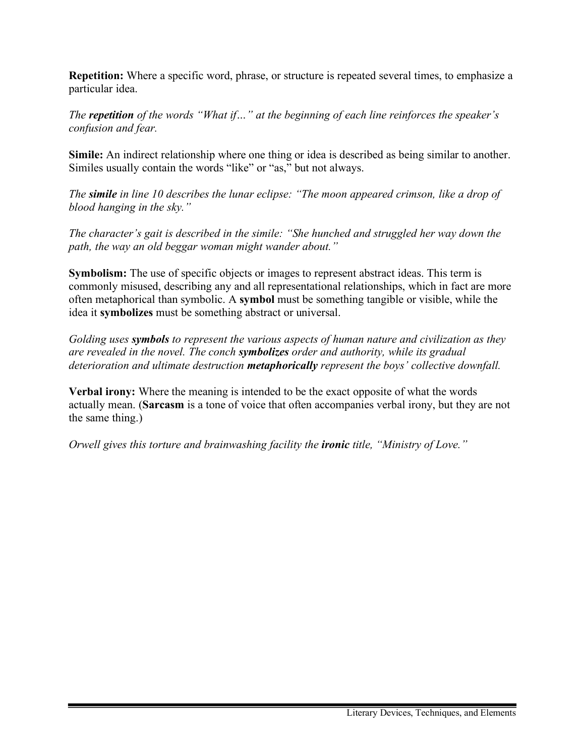**Repetition:** Where a specific word, phrase, or structure is repeated several times, to emphasize a particular idea.

*The* ***repetition*** *of the words "What if…" at the beginning of each line reinforces the speaker's confusion and fear.*

**Simile:** An indirect relationship where one thing or idea is described as being similar to another. Similes usually contain the words "like" or "as," but not always.

*The* ***simile*** *in line 10 describes the lunar eclipse: "The moon appeared crimson, like a drop of blood hanging in the sky."*

*The character's gait is described in the simile: "She hunched and struggled her way down the path, the way an old beggar woman might wander about."*

**Symbolism:** The use of specific objects or images to represent abstract ideas. This term is commonly misused, describing any and all representational relationships, which in fact are more often metaphorical than symbolic. A **symbol** must be something tangible or visible, while the idea it **symbolizes** must be something abstract or universal.

*Golding uses* ***symbols*** *to represent the various aspects of human nature and civilization as they are revealed in the novel. The conch* ***symbolizes*** *order and authority, while its gradual deterioration and ultimate destruction* ***metaphorically*** *represent the boys' collective downfall.*

**Verbal irony:** Where the meaning is intended to be the exact opposite of what the words actually mean. (**Sarcasm** is a tone of voice that often accompanies verbal irony, but they are not the same thing.)

*Orwell gives this torture and brainwashing facility the* ***ironic*** *title, "Ministry of Love."*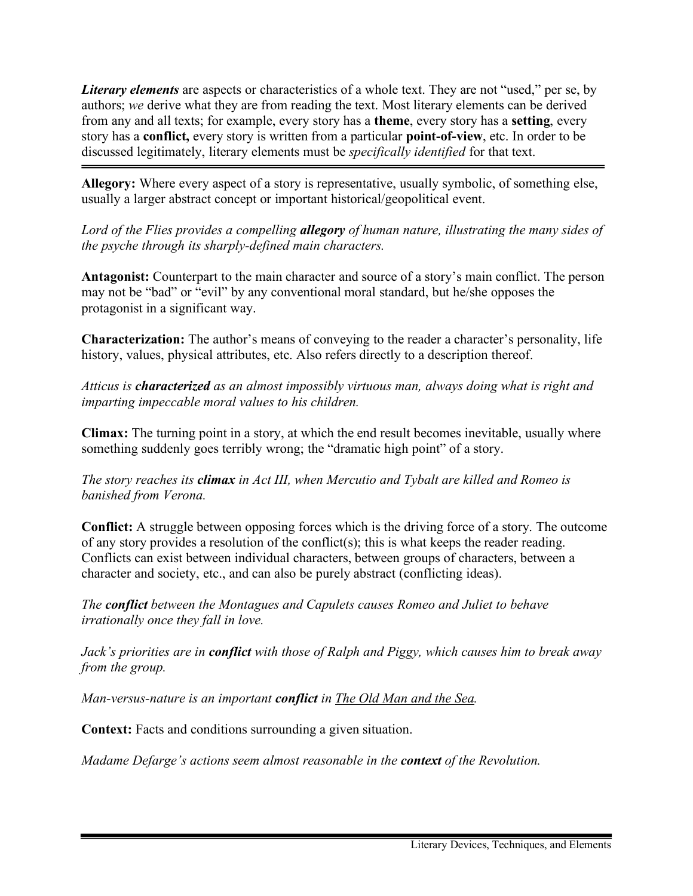***Literary elements*** are aspects or characteristics of a whole text. They are not "used," per se, by authors; *we* derive what they are from reading the text. Most literary elements can be derived from any and all texts; for example, every story has a **theme**, every story has a **setting**, every story has a **conflict,** every story is written from a particular **point-of-view**, etc. In order to be discussed legitimately, literary elements must be *specifically identified* for that text.

---

**Allegory:** Where every aspect of a story is representative, usually symbolic, of something else, usually a larger abstract concept or important historical/geopolitical event.

*Lord of the Flies provides a compelling* ***allegory*** *of human nature, illustrating the many sides of the psyche through its sharply-defined main characters.*

**Antagonist:** Counterpart to the main character and source of a story's main conflict. The person may not be "bad" or "evil" by any conventional moral standard, but he/she opposes the protagonist in a significant way.

**Characterization:** The author's means of conveying to the reader a character's personality, life history, values, physical attributes, etc. Also refers directly to a description thereof.

*Atticus is* ***characterized*** *as an almost impossibly virtuous man, always doing what is right and imparting impeccable moral values to his children.*

**Climax:** The turning point in a story, at which the end result becomes inevitable, usually where something suddenly goes terribly wrong; the "dramatic high point" of a story.

*The story reaches its* ***climax*** *in Act III, when Mercutio and Tybalt are killed and Romeo is banished from Verona.*

**Conflict:** A struggle between opposing forces which is the driving force of a story. The outcome of any story provides a resolution of the conflict(s); this is what keeps the reader reading. Conflicts can exist between individual characters, between groups of characters, between a character and society, etc., and can also be purely abstract (conflicting ideas).

*The* ***conflict*** *between the Montagues and Capulets causes Romeo and Juliet to behave irrationally once they fall in love.*

*Jack's priorities are in* ***conflict*** *with those of Ralph and Piggy, which causes him to break away from the group.*

*Man-versus-nature is an important* ***conflict*** *in The Old Man and the Sea.*

**Context:** Facts and conditions surrounding a given situation.

*Madame Defarge's actions seem almost reasonable in the* ***context*** *of the Revolution.*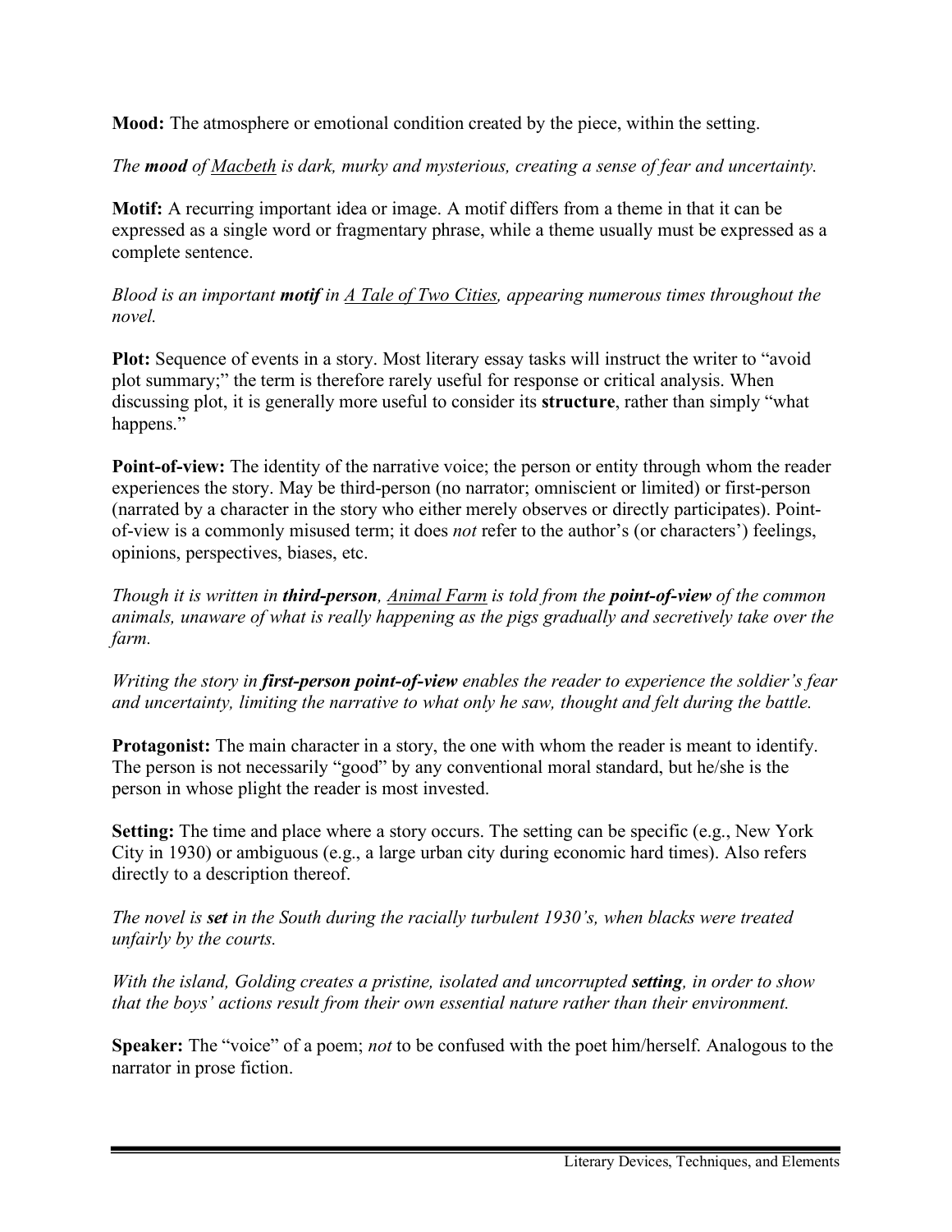**Mood:** The atmosphere or emotional condition created by the piece, within the setting.

*The **mood** of Macbeth is dark, murky and mysterious, creating a sense of fear and uncertainty.*

**Motif:** A recurring important idea or image. A motif differs from a theme in that it can be expressed as a single word or fragmentary phrase, while a theme usually must be expressed as a complete sentence.

*Blood is an important **motif** in A Tale of Two Cities, appearing numerous times throughout the novel.*

**Plot:** Sequence of events in a story. Most literary essay tasks will instruct the writer to "avoid plot summary;" the term is therefore rarely useful for response or critical analysis. When discussing plot, it is generally more useful to consider its **structure**, rather than simply "what happens."

**Point-of-view:** The identity of the narrative voice; the person or entity through whom the reader experiences the story. May be third-person (no narrator; omniscient or limited) or first-person (narrated by a character in the story who either merely observes or directly participates). Point-of-view is a commonly misused term; it does *not* refer to the author's (or characters') feelings, opinions, perspectives, biases, etc.

*Though it is written in **third-person**, Animal Farm is told from the **point-of-view** of the common animals, unaware of what is really happening as the pigs gradually and secretively take over the farm.*

*Writing the story in **first-person point-of-view** enables the reader to experience the soldier's fear and uncertainty, limiting the narrative to what only he saw, thought and felt during the battle.*

**Protagonist:** The main character in a story, the one with whom the reader is meant to identify. The person is not necessarily "good" by any conventional moral standard, but he/she is the person in whose plight the reader is most invested.

**Setting:** The time and place where a story occurs. The setting can be specific (e.g., New York City in 1930) or ambiguous (e.g., a large urban city during economic hard times). Also refers directly to a description thereof.

*The novel is **set** in the South during the racially turbulent 1930's, when blacks were treated unfairly by the courts.*

*With the island, Golding creates a pristine, isolated and uncorrupted **setting**, in order to show that the boys' actions result from their own essential nature rather than their environment.*

**Speaker:** The "voice" of a poem; *not* to be confused with the poet him/herself. Analogous to the narrator in prose fiction.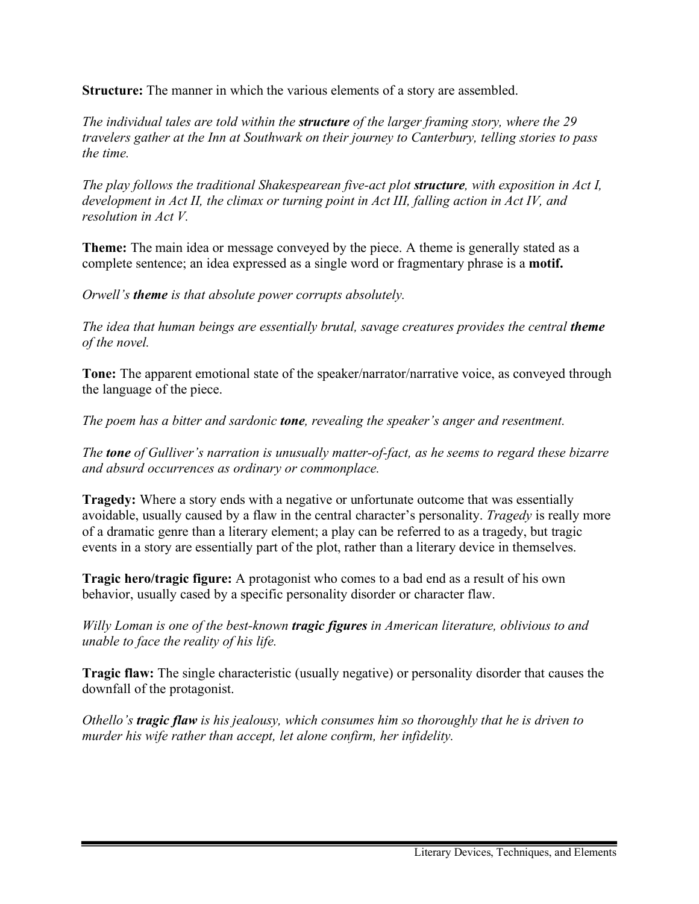**Structure:** The manner in which the various elements of a story are assembled.

*The individual tales are told within the **structure** of the larger framing story, where the 29 travelers gather at the Inn at Southwark on their journey to Canterbury, telling stories to pass the time.*

*The play follows the traditional Shakespearean five-act plot **structure**, with exposition in Act I, development in Act II, the climax or turning point in Act III, falling action in Act IV, and resolution in Act V.*

**Theme:** The main idea or message conveyed by the piece. A theme is generally stated as a complete sentence; an idea expressed as a single word or fragmentary phrase is a **motif.**

*Orwell's **theme** is that absolute power corrupts absolutely.*

*The idea that human beings are essentially brutal, savage creatures provides the central **theme** of the novel.*

**Tone:** The apparent emotional state of the speaker/narrator/narrative voice, as conveyed through the language of the piece.

*The poem has a bitter and sardonic **tone**, revealing the speaker's anger and resentment.*

*The **tone** of Gulliver's narration is unusually matter-of-fact, as he seems to regard these bizarre and absurd occurrences as ordinary or commonplace.*

**Tragedy:** Where a story ends with a negative or unfortunate outcome that was essentially avoidable, usually caused by a flaw in the central character's personality. *Tragedy* is really more of a dramatic genre than a literary element; a play can be referred to as a tragedy, but tragic events in a story are essentially part of the plot, rather than a literary device in themselves.

**Tragic hero/tragic figure:** A protagonist who comes to a bad end as a result of his own behavior, usually cased by a specific personality disorder or character flaw.

*Willy Loman is one of the best-known **tragic figures** in American literature, oblivious to and unable to face the reality of his life.*

**Tragic flaw:** The single characteristic (usually negative) or personality disorder that causes the downfall of the protagonist.

*Othello's **tragic flaw** is his jealousy, which consumes him so thoroughly that he is driven to murder his wife rather than accept, let alone confirm, her infidelity.*